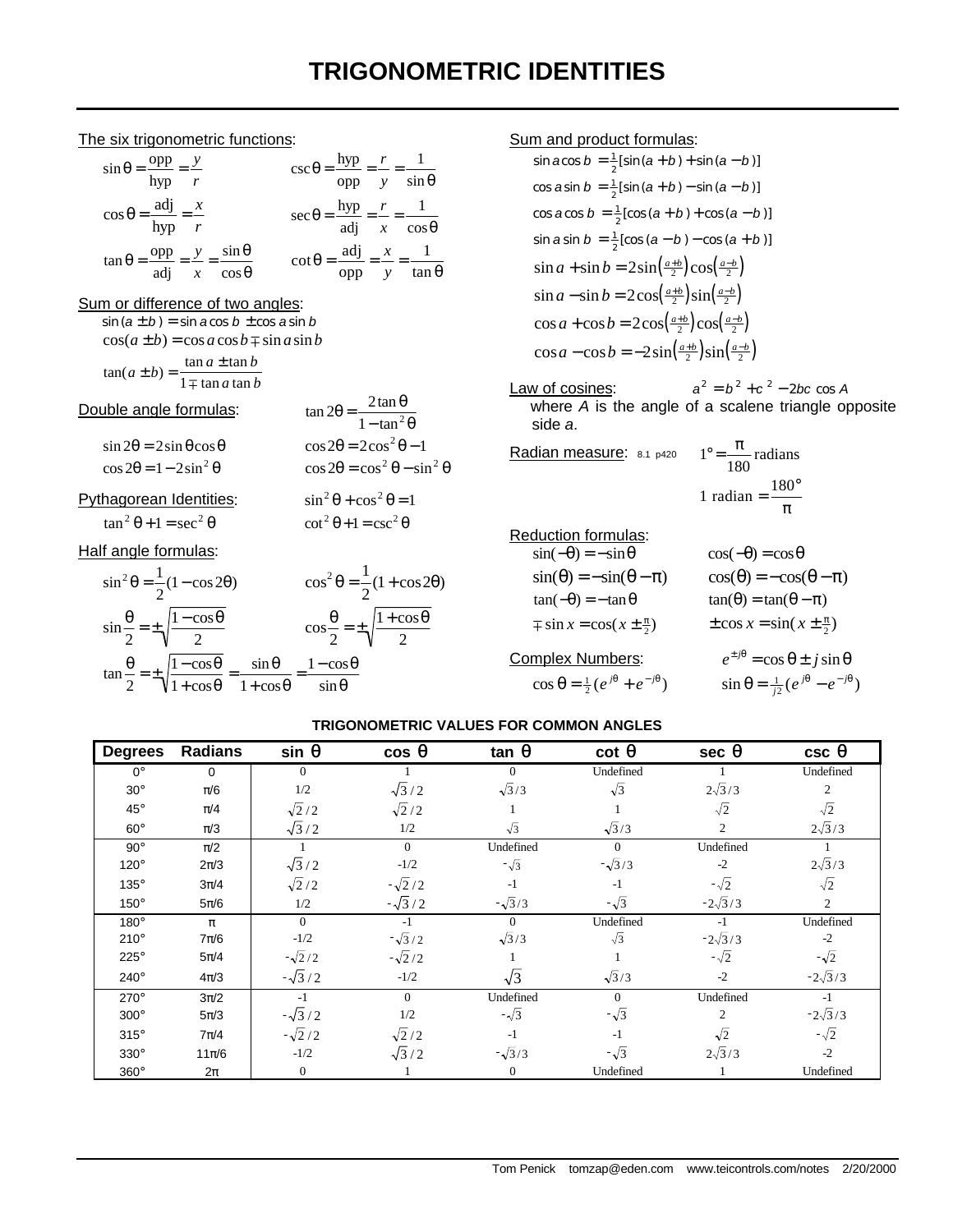# TRIGONOMETRIC IDENTITIES

The six trigonometric functions:

$$\sin\theta = \frac{\text{opp}}{\text{hyp}} = \frac{y}{r} \qquad \csc\theta = \frac{\text{hyp}}{\text{opp}} = \frac{r}{y} = \frac{1}{\sin\theta}$$

$$\cos\theta = \frac{\text{adj}}{\text{hyp}} = \frac{x}{r} \qquad \sec\theta = \frac{\text{hyp}}{\text{adj}} = \frac{r}{x} = \frac{1}{\cos\theta}$$

$$\tan\theta = \frac{\text{opp}}{\text{adj}} = \frac{y}{x} = \frac{\sin\theta}{\cos\theta} \qquad \cot\theta = \frac{\text{adj}}{\text{opp}} = \frac{x}{y} = \frac{1}{\tan\theta}$$

Sum or difference of two angles:

$$\sin(a \pm b) = \sin a \cos b \pm \cos a \sin b$$

$$\cos(a \pm b) = \cos a \cos b \mp \sin a \sin b$$

$$\tan(a \pm b) = \frac{\tan a \pm \tan b}{1 \mp \tan a \tan b}$$

Double angle formulas:

$$\tan 2\theta = \frac{2\tan\theta}{1 - \tan^2\theta}$$

$$\sin 2\theta = 2\sin\theta\cos\theta \qquad \cos 2\theta = 2\cos^2\theta - 1$$

$$\cos 2\theta = 1 - 2\sin^2\theta \qquad \cos 2\theta = \cos^2\theta - \sin^2\theta$$

Pythagorean Identities:

$$\sin^2\theta + \cos^2\theta = 1$$

$$\tan^2\theta + 1 = \sec^2\theta \qquad \cot^2\theta + 1 = \csc^2\theta$$

Half angle formulas:

$$\sin^2\theta = \frac{1}{2}(1 - \cos 2\theta) \qquad \cos^2\theta = \frac{1}{2}(1 + \cos 2\theta)$$

$$\sin\frac{\theta}{2} = \pm\sqrt{\frac{1 - \cos\theta}{2}} \qquad \cos\frac{\theta}{2} = \pm\sqrt{\frac{1 + \cos\theta}{2}}$$

$$\tan\frac{\theta}{2} = \pm\sqrt{\frac{1 - \cos\theta}{1 + \cos\theta}} = \frac{\sin\theta}{1 + \cos\theta} = \frac{1 - \cos\theta}{\sin\theta}$$

Sum and product formulas:

$$\sin a \cos b = \tfrac{1}{2}[\sin(a + b) + \sin(a - b)]$$

$$\cos a \sin b = \tfrac{1}{2}[\sin(a + b) - \sin(a - b)]$$

$$\cos a \cos b = \tfrac{1}{2}[\cos(a + b) + \cos(a - b)]$$

$$\sin a \sin b = \tfrac{1}{2}[\cos(a - b) - \cos(a + b)]$$

$$\sin a + \sin b = 2\sin\left(\tfrac{a+b}{2}\right)\cos\left(\tfrac{a-b}{2}\right)$$

$$\sin a - \sin b = 2\cos\left(\tfrac{a+b}{2}\right)\sin\left(\tfrac{a-b}{2}\right)$$

$$\cos a + \cos b = 2\cos\left(\tfrac{a+b}{2}\right)\cos\left(\tfrac{a-b}{2}\right)$$

$$\cos a - \cos b = -2\sin\left(\tfrac{a+b}{2}\right)\sin\left(\tfrac{a-b}{2}\right)$$

Law of cosines: $a^2 = b^2 + c^2 - 2bc\cos A$
where $A$ is the angle of a scalene triangle opposite side $a$.

Radian measure: 8.1 p420

$$1° = \frac{\pi}{180}\text{ radians}$$

$$1\text{ radian} = \frac{180°}{\pi}$$

Reduction formulas:

$$\sin(-\theta) = -\sin\theta \qquad \cos(-\theta) = \cos\theta$$

$$\sin(\theta) = -\sin(\theta - \pi) \qquad \cos(\theta) = -\cos(\theta - \pi)$$

$$\tan(-\theta) = -\tan\theta \qquad \tan(\theta) = \tan(\theta - \pi)$$

$$\mp\sin x = \cos(x \pm \tfrac{\pi}{2}) \qquad \pm\cos x = \sin(x \pm \tfrac{\pi}{2})$$

Complex Numbers:

$$e^{\pm j\theta} = \cos\theta \pm j\sin\theta$$

$$\cos\theta = \tfrac{1}{2}(e^{j\theta} + e^{-j\theta}) \qquad \sin\theta = \tfrac{1}{j2}(e^{j\theta} - e^{-j\theta})$$

**TRIGONOMETRIC VALUES FOR COMMON ANGLES**

| Degrees | Radians | sin θ | cos θ | tan θ | cot θ | sec θ | csc θ |
|---|---|---|---|---|---|---|---|
| 0° | 0 | 0 | 1 | 0 | Undefined | 1 | Undefined |
| 30° | π/6 | 1/2 | $\sqrt{3}/2$ | $\sqrt{3}/3$ | $\sqrt{3}$ | $2\sqrt{3}/3$ | 2 |
| 45° | π/4 | $\sqrt{2}/2$ | $\sqrt{2}/2$ | 1 | 1 | $\sqrt{2}$ | $\sqrt{2}$ |
| 60° | π/3 | $\sqrt{3}/2$ | 1/2 | $\sqrt{3}$ | $\sqrt{3}/3$ | 2 | $2\sqrt{3}/3$ |
| 90° | π/2 | 1 | 0 | Undefined | 0 | Undefined | 1 |
| 120° | 2π/3 | $\sqrt{3}/2$ | -1/2 | $-\sqrt{3}$ | $-\sqrt{3}/3$ | -2 | $2\sqrt{3}/3$ |
| 135° | 3π/4 | $\sqrt{2}/2$ | $-\sqrt{2}/2$ | -1 | -1 | $-\sqrt{2}$ | $\sqrt{2}$ |
| 150° | 5π/6 | 1/2 | $-\sqrt{3}/2$ | $-\sqrt{3}/3$ | $-\sqrt{3}$ | $-2\sqrt{3}/3$ | 2 |
| 180° | π | 0 | -1 | 0 | Undefined | -1 | Undefined |
| 210° | 7π/6 | -1/2 | $-\sqrt{3}/2$ | $\sqrt{3}/3$ | $\sqrt{3}$ | $-2\sqrt{3}/3$ | -2 |
| 225° | 5π/4 | $-\sqrt{2}/2$ | $-\sqrt{2}/2$ | 1 | 1 | $-\sqrt{2}$ | $-\sqrt{2}$ |
| 240° | 4π/3 | $-\sqrt{3}/2$ | -1/2 | $\sqrt{3}$ | $\sqrt{3}/3$ | -2 | $-2\sqrt{3}/3$ |
| 270° | 3π/2 | -1 | 0 | Undefined | 0 | Undefined | -1 |
| 300° | 5π/3 | $-\sqrt{3}/2$ | 1/2 | $-\sqrt{3}$ | $-\sqrt{3}$ | 2 | $-2\sqrt{3}/3$ |
| 315° | 7π/4 | $-\sqrt{2}/2$ | $\sqrt{2}/2$ | -1 | -1 | $\sqrt{2}$ | $-\sqrt{2}$ |
| 330° | 11π/6 | -1/2 | $\sqrt{3}/2$ | $-\sqrt{3}/3$ | $-\sqrt{3}$ | $2\sqrt{3}/3$ | -2 |
| 360° | 2π | 0 | 1 | 0 | Undefined | 1 | Undefined |

Tom Penick tomzap@eden.com www.teicontrols.com/notes 2/20/2000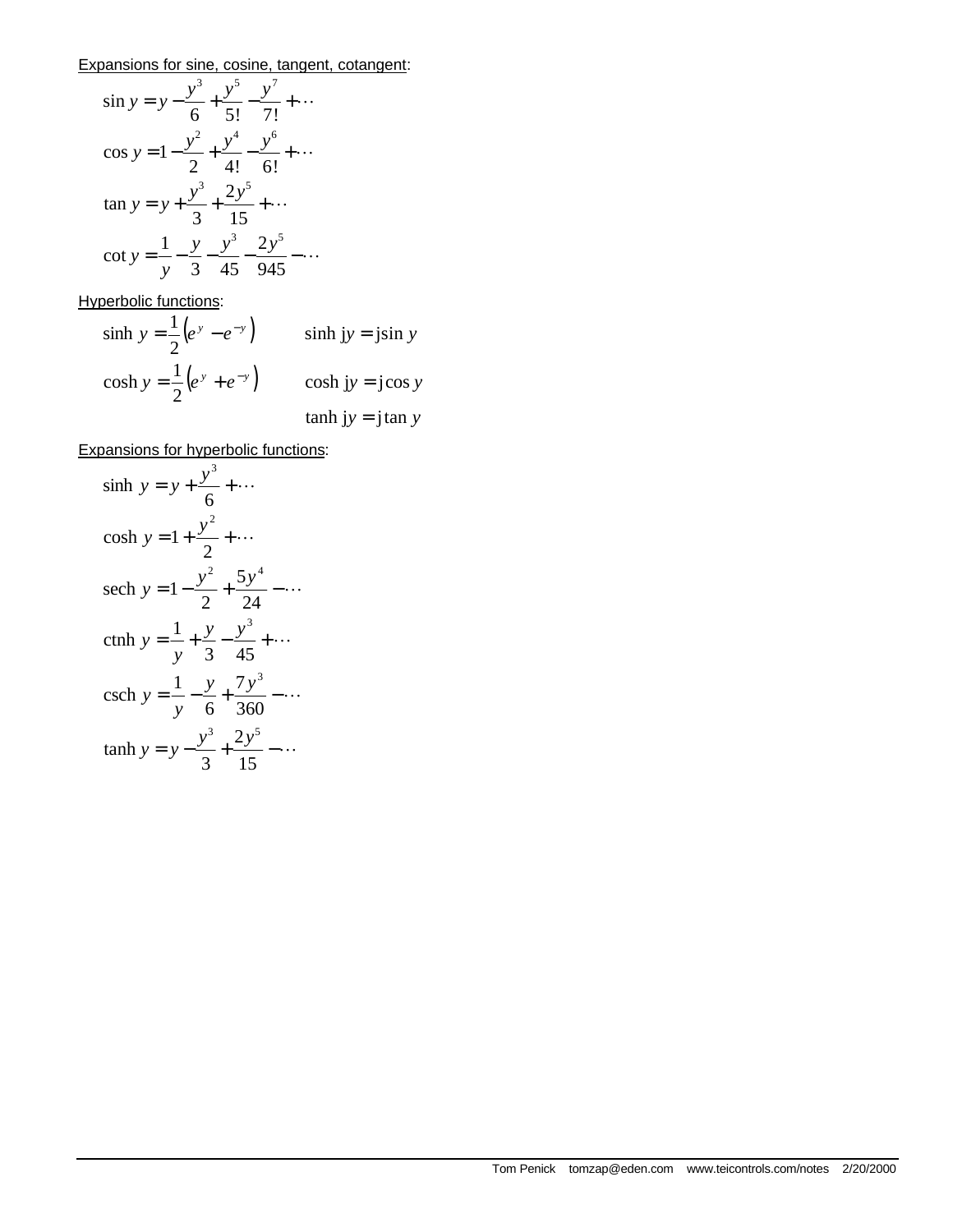Expansions for sine, cosine, tangent, cotangent:

$$\sin y = y - \frac{y^3}{6} + \frac{y^5}{5!} - \frac{y^7}{7!} + \cdots$$

$$\cos y = 1 - \frac{y^2}{2} + \frac{y^4}{4!} - \frac{y^6}{6!} + \cdots$$

$$\tan y = y + \frac{y^3}{3} + \frac{2y^5}{15} + \cdots$$

$$\cot y = \frac{1}{y} - \frac{y}{3} - \frac{y^3}{45} - \frac{2y^5}{945} - \cdots$$

Hyperbolic functions:

$$\sinh y = \frac{1}{2}\left(e^y - e^{-y}\right) \qquad \sinh \mathrm{j}y = \mathrm{j}\sin y$$

$$\cosh y = \frac{1}{2}\left(e^y + e^{-y}\right) \qquad \cosh \mathrm{j}y = \mathrm{j}\cos y$$

$$\tanh \mathrm{j}y = \mathrm{j}\tan y$$

Expansions for hyperbolic functions:

$$\sinh y = y + \frac{y^3}{6} + \cdots$$

$$\cosh y = 1 + \frac{y^2}{2} + \cdots$$

$$\operatorname{sech} y = 1 - \frac{y^2}{2} + \frac{5y^4}{24} - \cdots$$

$$\operatorname{ctnh} y = \frac{1}{y} + \frac{y}{3} - \frac{y^3}{45} + \cdots$$

$$\operatorname{csch} y = \frac{1}{y} - \frac{y}{6} + \frac{7y^3}{360} - \cdots$$

$$\tanh y = y - \frac{y^3}{3} + \frac{2y^5}{15} - \cdots$$